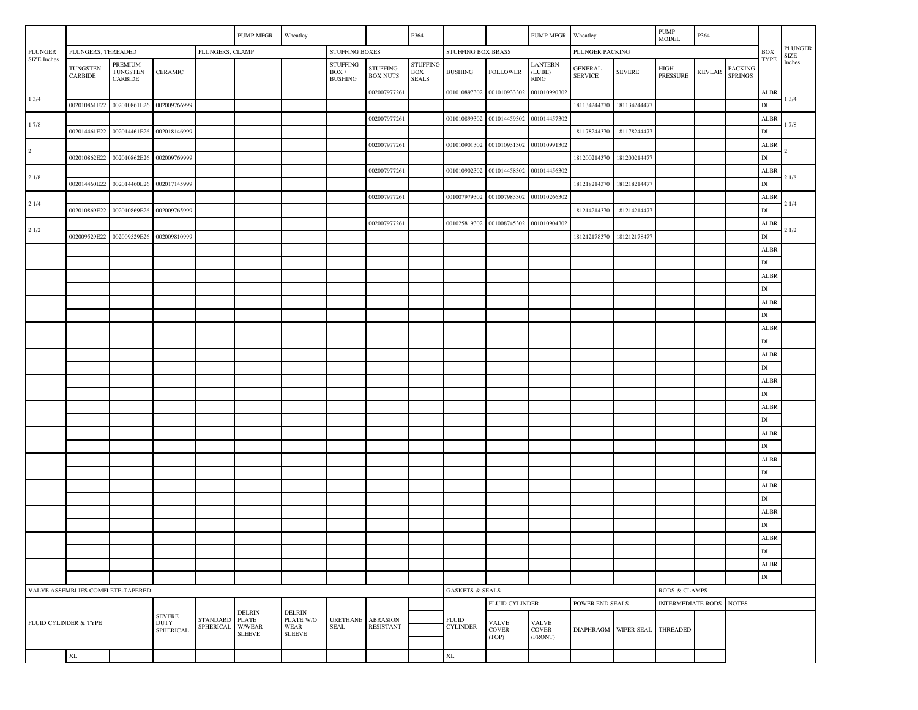| PLUNGER SIZE Inches | | | | | PUMP MFGR | Wheatley | | | P364 | | | PUMP MFGR | Wheatley | | PUMP MODEL | P364 | | BOX TYPE | PLUNGER SIZE Inches |
|---|---|---|---|---|---|---|---|---|---|---|---|---|---|---|---|---|---|---|---|
| | PLUNGERS, THREADED | | | PLUNGERS, CLAMP | | | STUFFING BOXES | | | STUFFING BOX BRASS | | | PLUNGER PACKING | | | | | | |
| | TUNGSTEN CARBIDE | PREMIUM TUNGSTEN CARBIDE | CERAMIC | | | | STUFFING BOX / BUSHING | STUFFING BOX NUTS | STUFFING BOX SEALS | BUSHING | FOLLOWER | LANTERN (LUBE) RING | GENERAL SERVICE | SEVERE | HIGH PRESSURE | KEVLAR | PACKING SPRINGS | | |
| 1 3/4 | | | | | | | | 002007977261 | | 001010897302 | 001010933302 | 001010990302 | | | | | | ALBR | 1 3/4 |
| | 002010861E22 | 002010861E26 | 002009766999 | | | | | | | | | | 181134244370 | 181134244477 | | | | DI | |
| 1 7/8 | | | | | | | | 002007977261 | | 001010899302 | 001014459302 | 001014457302 | | | | | | ALBR | 1 7/8 |
| | 002014461E22 | 002014461E26 | 002018146999 | | | | | | | | | | 181178244370 | 181178244477 | | | | DI | |
| 2 | | | | | | | | 002007977261 | | 001010901302 | 001010931302 | 001010991302 | | | | | | ALBR | 2 |
| | 002010862E22 | 002010862E26 | 002009769999 | | | | | | | | | | 181200214370 | 181200214477 | | | | DI | |
| 2 1/8 | | | | | | | | 002007977261 | | 001010902302 | 001014458302 | 001014456302 | | | | | | ALBR | 2 1/8 |
| | 002014460E22 | 002014460E26 | 002017145999 | | | | | | | | | | 181218214370 | 181218214477 | | | | DI | |
| 2 1/4 | | | | | | | | 002007977261 | | 001007979302 | 001007983302 | 001010266302 | | | | | | ALBR | 2 1/4 |
| | 002010869E22 | 002010869E26 | 002009765999 | | | | | | | | | | 181214214370 | 181214214477 | | | | DI | |
| 2 1/2 | | | | | | | | 002007977261 | | 001025819302 | 001008745302 | 001010904302 | | | | | | ALBR | 2 1/2 |
| | 002009529E22 | 002009529E26 | 002009810999 | | | | | | | | | | 181212178370 | 181212178477 | | | | DI | |
| | | | | | | | | | | | | | | | | | | ALBR | |
| | | | | | | | | | | | | | | | | | | DI | |
| | | | | | | | | | | | | | | | | | | ALBR | |
| | | | | | | | | | | | | | | | | | | DI | |
| | | | | | | | | | | | | | | | | | | ALBR | |
| | | | | | | | | | | | | | | | | | | DI | |
| | | | | | | | | | | | | | | | | | | ALBR | |
| | | | | | | | | | | | | | | | | | | DI | |
| | | | | | | | | | | | | | | | | | | ALBR | |
| | | | | | | | | | | | | | | | | | | DI | |
| | | | | | | | | | | | | | | | | | | ALBR | |
| | | | | | | | | | | | | | | | | | | DI | |
| | | | | | | | | | | | | | | | | | | ALBR | |
| | | | | | | | | | | | | | | | | | | DI | |
| | | | | | | | | | | | | | | | | | | ALBR | |
| | | | | | | | | | | | | | | | | | | DI | |
| | | | | | | | | | | | | | | | | | | ALBR | |
| | | | | | | | | | | | | | | | | | | DI | |
| | | | | | | | | | | | | | | | | | | ALBR | |
| | | | | | | | | | | | | | | | | | | DI | |
| | | | | | | | | | | | | | | | | | | ALBR | |
| | | | | | | | | | | | | | | | | | | DI | |
| | | | | | | | | | | | | | | | | | | ALBR | |
| | | | | | | | | | | | | | | | | | | DI | |
| | | | | | | | | | | | | | | | | | | ALBR | |
| | | | | | | | | | | | | | | | | | | DI | |

| VALVE ASSEMBLIES COMPLETE-TAPERED | | | | | | | | | | GASKETS & SEALS | | | | | RODS & CLAMPS | | |
|---|---|---|---|---|---|---|---|---|---|---|---|---|---|---|---|---|---|
| | | | | | | | | | | | FLUID CYLINDER | | POWER END SEALS | | INTERMEDIATE RODS | | NOTES |
| FLUID CYLINDER & TYPE | | | SEVERE DUTY SPHERICAL | STANDARD SPHERICAL | DELRIN PLATE W/WEAR SLEEVE | DELRIN PLATE W/O WEAR SLEEVE | URETHANE SEAL | ABRASION RESISTANT | | FLUID CYLINDER | VALVE COVER (TOP) | VALVE COVER (FRONT) | DIAPHRAGM | WIPER SEAL | THREADED | | |
| | XL | | | | | | | | | XL | | | | | | | |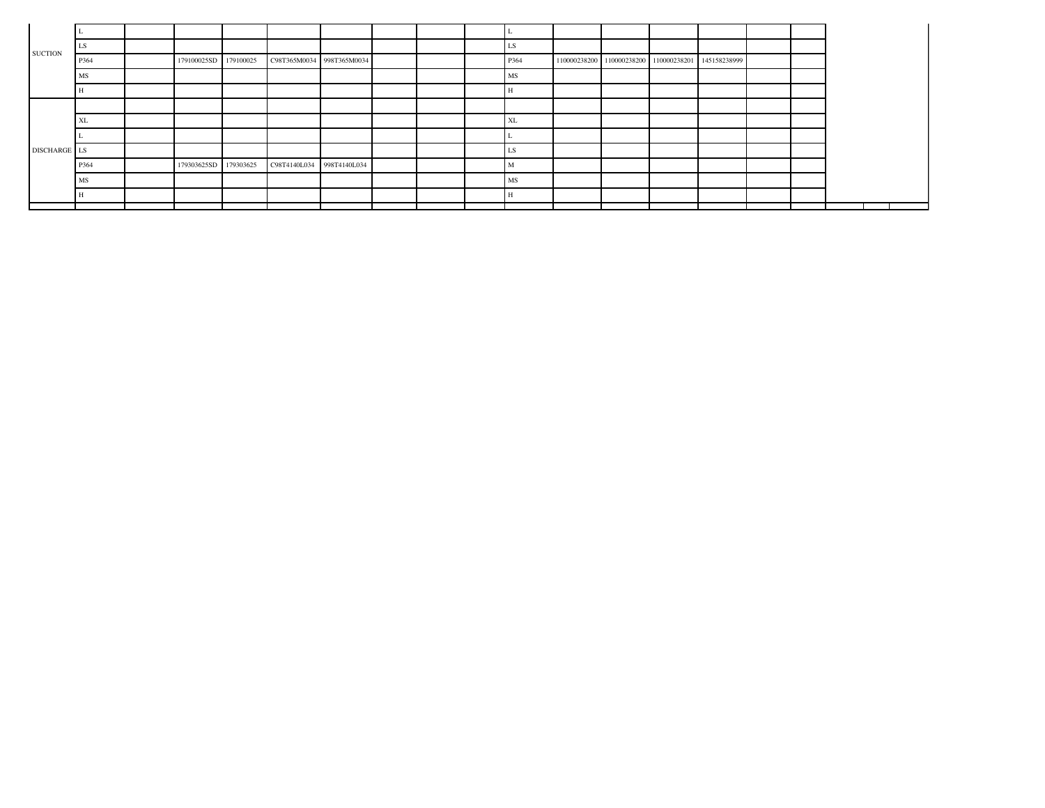| | | | | | | | | | | | | | | | | |
|---|---|---|---|---|---|---|---|---|---|---|---|---|---|---|---|---|
| SUCTION | L | | | | | | | | | L | | | | | | |
| | LS | | | | | | | | | LS | | | | | | |
| | P364 | | 179100025SD | 179100025 | C98T365M0034 | 998T365M0034 | | | | P364 | 110000238200 | 110000238200 | 110000238201 | 145158238999 | | |
| | MS | | | | | | | | | MS | | | | | | |
| | H | | | | | | | | | H | | | | | | |
| DISCHARGE | | | | | | | | | | | | | | | | |
| | XL | | | | | | | | | XL | | | | | | |
| | L | | | | | | | | | L | | | | | | |
| | LS | | | | | | | | | LS | | | | | | |
| | P364 | | 179303625SD | 179303625 | C98T4140L034 | 998T4140L034 | | | | M | | | | | | |
| | MS | | | | | | | | | MS | | | | | | |
| | H | | | | | | | | | H | | | | | | |
| | | | | | | | | | | | | | | | | |